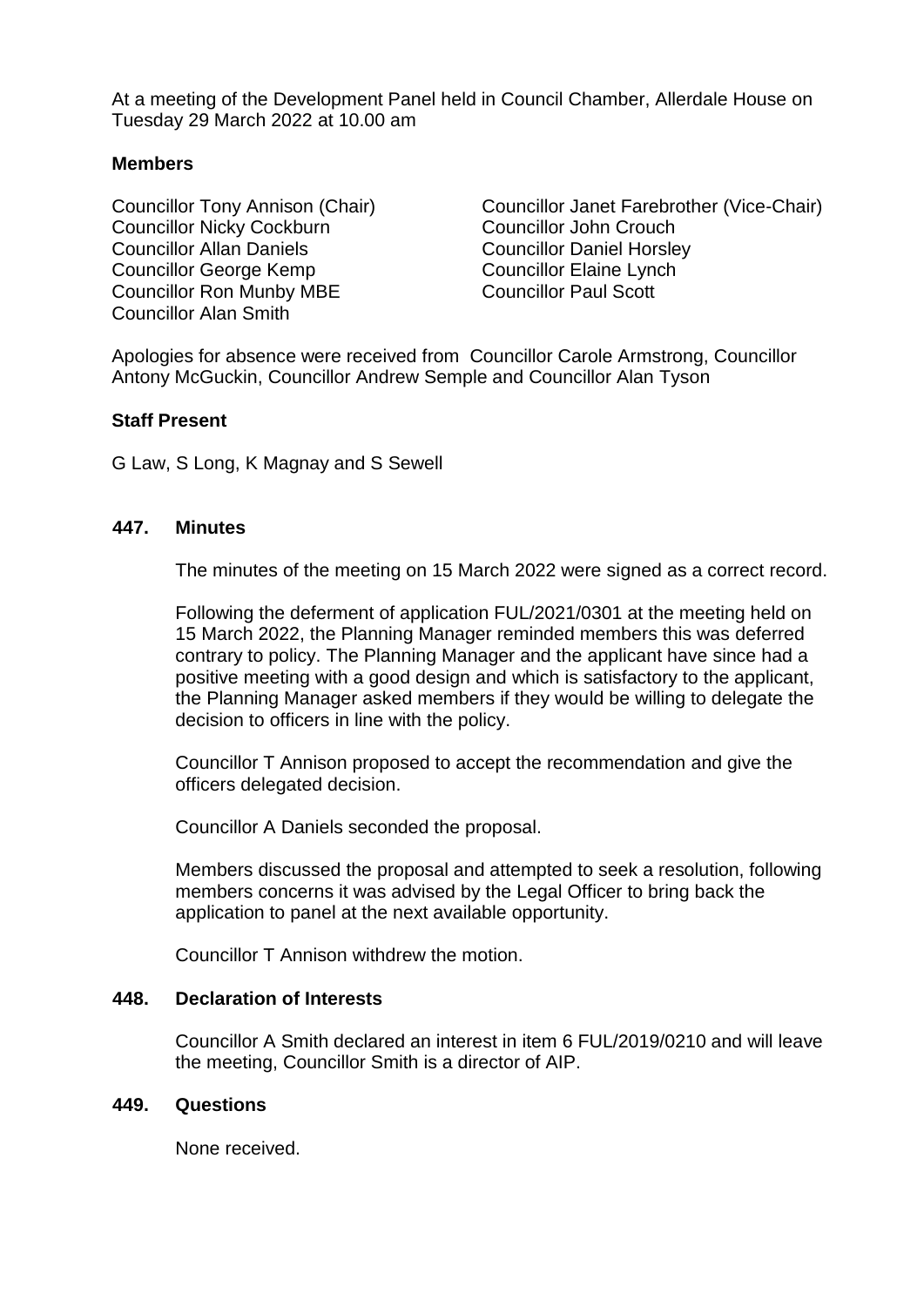At a meeting of the Development Panel held in Council Chamber, Allerdale House on Tuesday 29 March 2022 at 10.00 am

**Members**

Councillor Tony Annison (Chair)
Councillor Janet Farebrother (Vice-Chair)
Councillor Nicky Cockburn
Councillor John Crouch
Councillor Allan Daniels
Councillor Daniel Horsley
Councillor George Kemp
Councillor Elaine Lynch
Councillor Ron Munby MBE
Councillor Paul Scott
Councillor Alan Smith

Apologies for absence were received from Councillor Carole Armstrong, Councillor Antony McGuckin, Councillor Andrew Semple and Councillor Alan Tyson

**Staff Present**

G Law, S Long, K Magnay and S Sewell

## 447. Minutes

The minutes of the meeting on 15 March 2022 were signed as a correct record.

Following the deferment of application FUL/2021/0301 at the meeting held on 15 March 2022, the Planning Manager reminded members this was deferred contrary to policy. The Planning Manager and the applicant have since had a positive meeting with a good design and which is satisfactory to the applicant, the Planning Manager asked members if they would be willing to delegate the decision to officers in line with the policy.

Councillor T Annison proposed to accept the recommendation and give the officers delegated decision.

Councillor A Daniels seconded the proposal.

Members discussed the proposal and attempted to seek a resolution, following members concerns it was advised by the Legal Officer to bring back the application to panel at the next available opportunity.

Councillor T Annison withdrew the motion.

## 448. Declaration of Interests

Councillor A Smith declared an interest in item 6 FUL/2019/0210 and will leave the meeting, Councillor Smith is a director of AIP.

## 449. Questions

None received.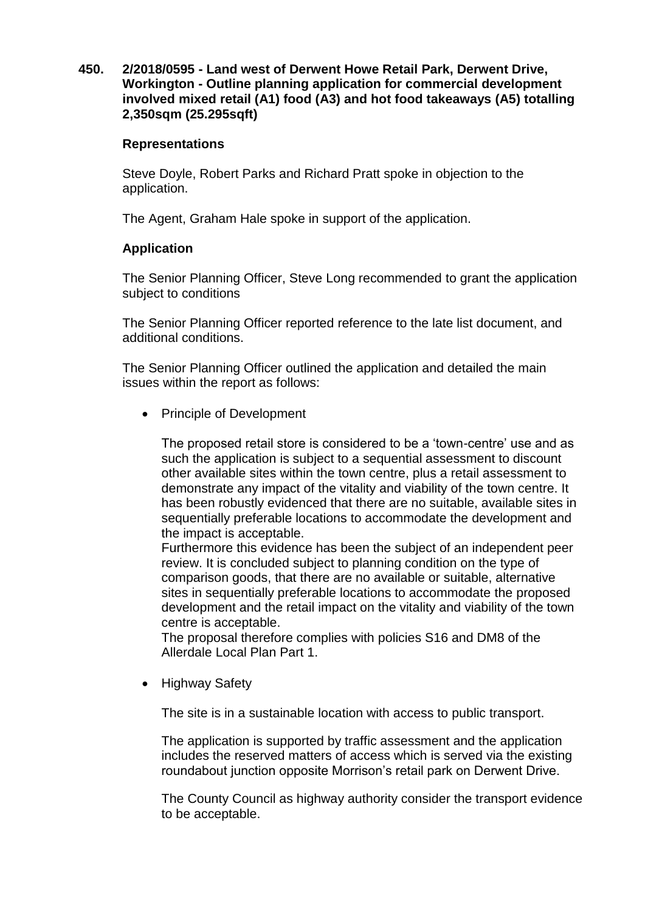**450. 2/2018/0595 - Land west of Derwent Howe Retail Park, Derwent Drive, Workington - Outline planning application for commercial development involved mixed retail (A1) food (A3) and hot food takeaways (A5) totalling 2,350sqm (25.295sqft)**

**Representations**

Steve Doyle, Robert Parks and Richard Pratt spoke in objection to the application.

The Agent, Graham Hale spoke in support of the application.

**Application**

The Senior Planning Officer, Steve Long recommended to grant the application subject to conditions

The Senior Planning Officer reported reference to the late list document, and additional conditions.

The Senior Planning Officer outlined the application and detailed the main issues within the report as follows:

- Principle of Development

  The proposed retail store is considered to be a 'town-centre' use and as such the application is subject to a sequential assessment to discount other available sites within the town centre, plus a retail assessment to demonstrate any impact of the vitality and viability of the town centre. It has been robustly evidenced that there are no suitable, available sites in sequentially preferable locations to accommodate the development and the impact is acceptable.
  Furthermore this evidence has been the subject of an independent peer review. It is concluded subject to planning condition on the type of comparison goods, that there are no available or suitable, alternative sites in sequentially preferable locations to accommodate the proposed development and the retail impact on the vitality and viability of the town centre is acceptable.
  The proposal therefore complies with policies S16 and DM8 of the Allerdale Local Plan Part 1.

- Highway Safety

  The site is in a sustainable location with access to public transport.

  The application is supported by traffic assessment and the application includes the reserved matters of access which is served via the existing roundabout junction opposite Morrison's retail park on Derwent Drive.

  The County Council as highway authority consider the transport evidence to be acceptable.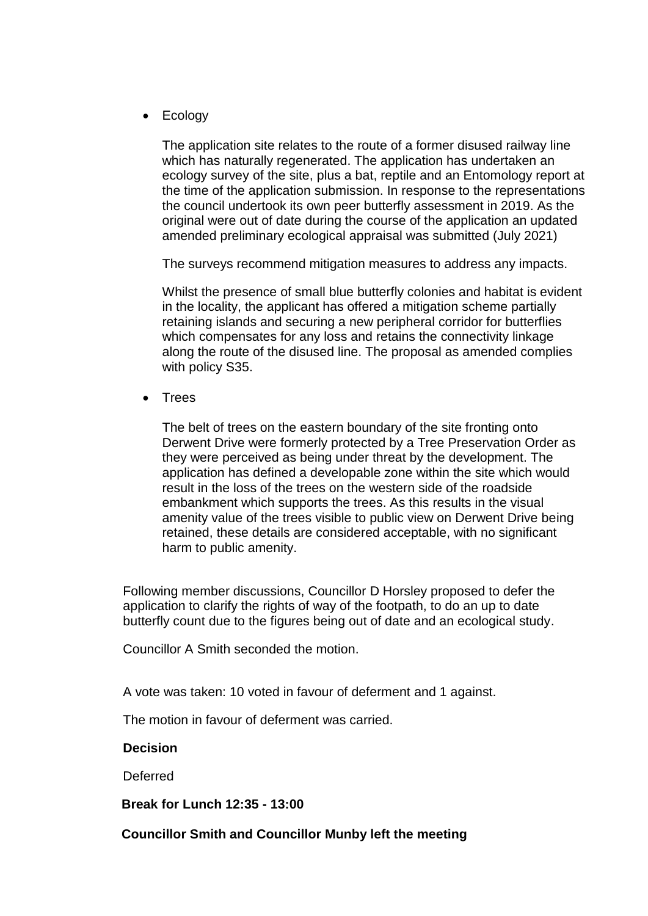- Ecology

  The application site relates to the route of a former disused railway line which has naturally regenerated. The application has undertaken an ecology survey of the site, plus a bat, reptile and an Entomology report at the time of the application submission. In response to the representations the council undertook its own peer butterfly assessment in 2019. As the original were out of date during the course of the application an updated amended preliminary ecological appraisal was submitted (July 2021)

  The surveys recommend mitigation measures to address any impacts.

  Whilst the presence of small blue butterfly colonies and habitat is evident in the locality, the applicant has offered a mitigation scheme partially retaining islands and securing a new peripheral corridor for butterflies which compensates for any loss and retains the connectivity linkage along the route of the disused line. The proposal as amended complies with policy S35.

- Trees

  The belt of trees on the eastern boundary of the site fronting onto Derwent Drive were formerly protected by a Tree Preservation Order as they were perceived as being under threat by the development. The application has defined a developable zone within the site which would result in the loss of the trees on the western side of the roadside embankment which supports the trees. As this results in the visual amenity value of the trees visible to public view on Derwent Drive being retained, these details are considered acceptable, with no significant harm to public amenity.

Following member discussions, Councillor D Horsley proposed to defer the application to clarify the rights of way of the footpath, to do an up to date butterfly count due to the figures being out of date and an ecological study.

Councillor A Smith seconded the motion.

A vote was taken: 10 voted in favour of deferment and 1 against.

The motion in favour of deferment was carried.

**Decision**

Deferred

**Break for Lunch 12:35 - 13:00**

**Councillor Smith and Councillor Munby left the meeting**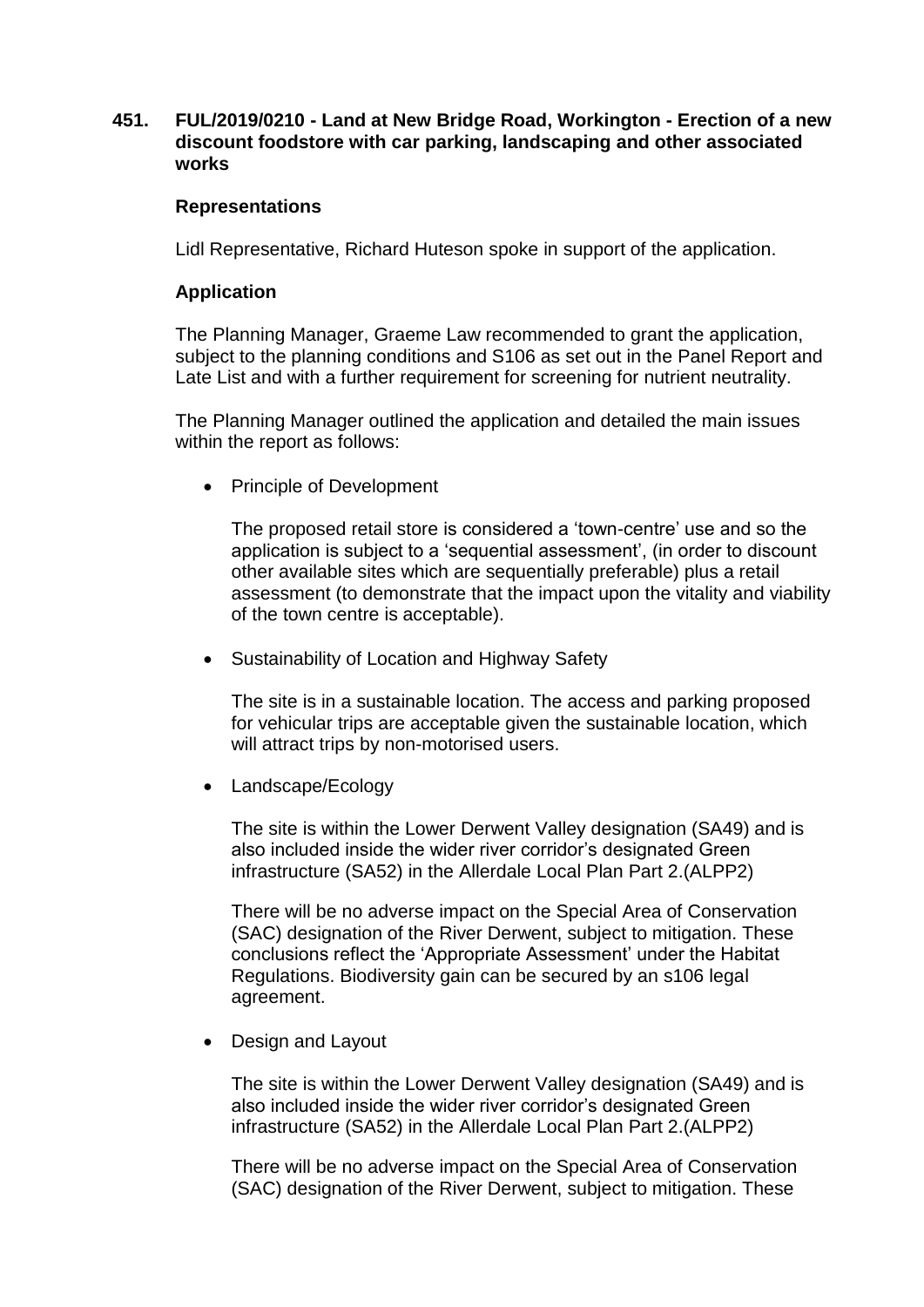**451. FUL/2019/0210 - Land at New Bridge Road, Workington - Erection of a new discount foodstore with car parking, landscaping and other associated works**

**Representations**

Lidl Representative, Richard Huteson spoke in support of the application.

**Application**

The Planning Manager, Graeme Law recommended to grant the application, subject to the planning conditions and S106 as set out in the Panel Report and Late List and with a further requirement for screening for nutrient neutrality.

The Planning Manager outlined the application and detailed the main issues within the report as follows:

- Principle of Development

  The proposed retail store is considered a 'town-centre' use and so the application is subject to a 'sequential assessment', (in order to discount other available sites which are sequentially preferable) plus a retail assessment (to demonstrate that the impact upon the vitality and viability of the town centre is acceptable).

- Sustainability of Location and Highway Safety

  The site is in a sustainable location. The access and parking proposed for vehicular trips are acceptable given the sustainable location, which will attract trips by non-motorised users.

- Landscape/Ecology

  The site is within the Lower Derwent Valley designation (SA49) and is also included inside the wider river corridor's designated Green infrastructure (SA52) in the Allerdale Local Plan Part 2.(ALPP2)

  There will be no adverse impact on the Special Area of Conservation (SAC) designation of the River Derwent, subject to mitigation. These conclusions reflect the 'Appropriate Assessment' under the Habitat Regulations. Biodiversity gain can be secured by an s106 legal agreement.

- Design and Layout

  The site is within the Lower Derwent Valley designation (SA49) and is also included inside the wider river corridor's designated Green infrastructure (SA52) in the Allerdale Local Plan Part 2.(ALPP2)

  There will be no adverse impact on the Special Area of Conservation (SAC) designation of the River Derwent, subject to mitigation. These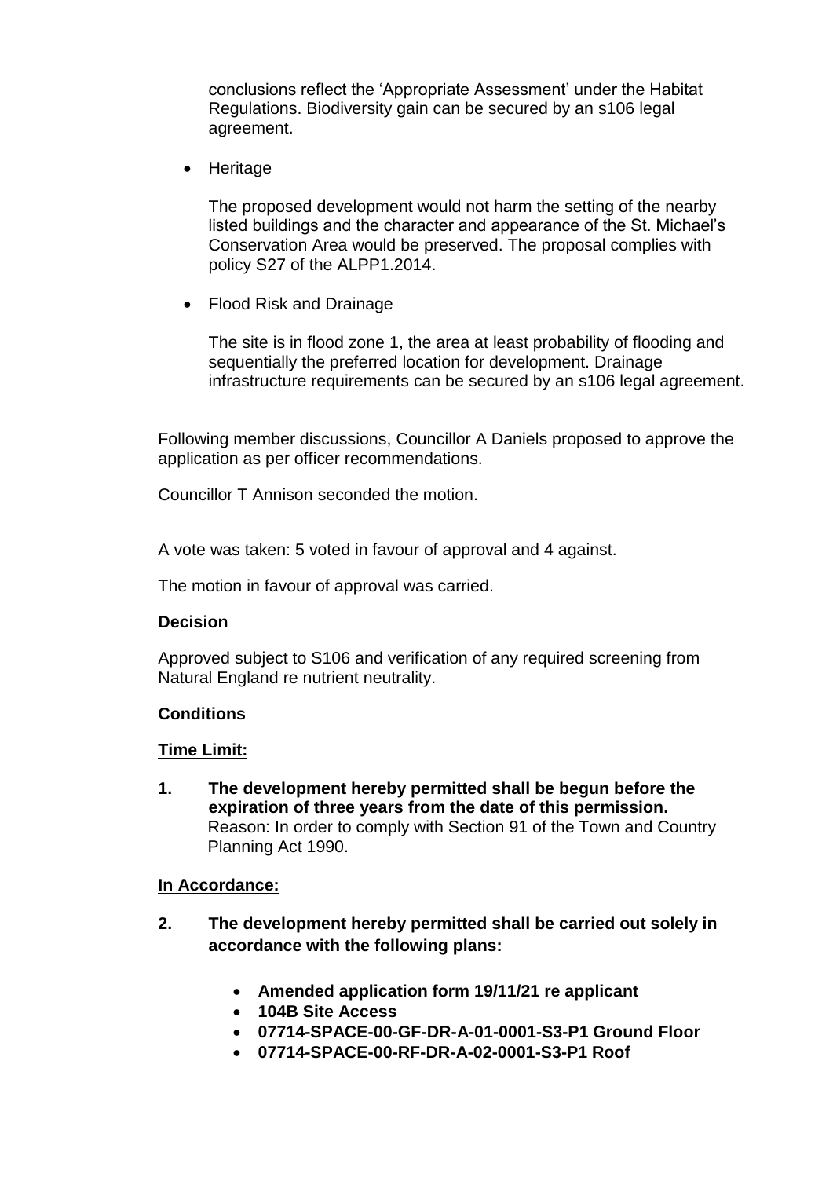conclusions reflect the 'Appropriate Assessment' under the Habitat Regulations. Biodiversity gain can be secured by an s106 legal agreement.

- Heritage

  The proposed development would not harm the setting of the nearby listed buildings and the character and appearance of the St. Michael's Conservation Area would be preserved. The proposal complies with policy S27 of the ALPP1.2014.

- Flood Risk and Drainage

  The site is in flood zone 1, the area at least probability of flooding and sequentially the preferred location for development. Drainage infrastructure requirements can be secured by an s106 legal agreement.

Following member discussions, Councillor A Daniels proposed to approve the application as per officer recommendations.

Councillor T Annison seconded the motion.

A vote was taken: 5 voted in favour of approval and 4 against.

The motion in favour of approval was carried.

**Decision**

Approved subject to S106 and verification of any required screening from Natural England re nutrient neutrality.

**Conditions**

**Time Limit:**

1. **The development hereby permitted shall be begun before the expiration of three years from the date of this permission.**
   Reason: In order to comply with Section 91 of the Town and Country Planning Act 1990.

**In Accordance:**

2. **The development hereby permitted shall be carried out solely in accordance with the following plans:**

   - **Amended application form 19/11/21 re applicant**
   - **104B Site Access**
   - **07714-SPACE-00-GF-DR-A-01-0001-S3-P1 Ground Floor**
   - **07714-SPACE-00-RF-DR-A-02-0001-S3-P1 Roof**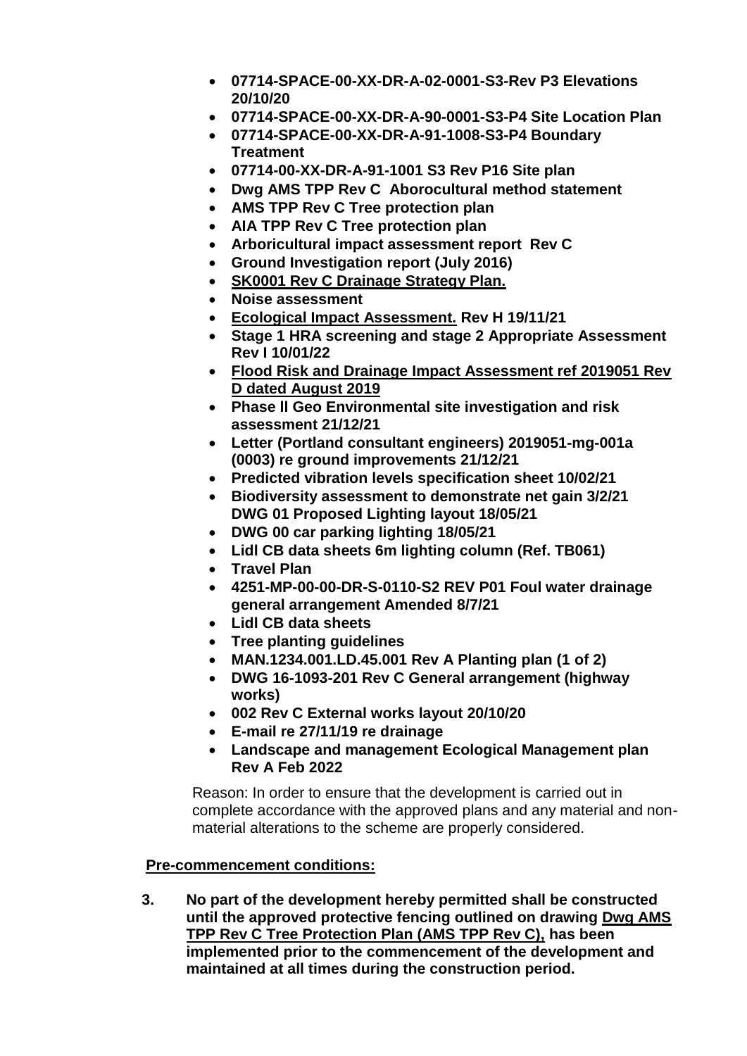- **07714-SPACE-00-XX-DR-A-02-0001-S3-Rev P3 Elevations 20/10/20**
- **07714-SPACE-00-XX-DR-A-90-0001-S3-P4 Site Location Plan**
- **07714-SPACE-00-XX-DR-A-91-1008-S3-P4 Boundary Treatment**
- **07714-00-XX-DR-A-91-1001 S3 Rev P16 Site plan**
- **Dwg AMS TPP Rev C Aborocultural method statement**
- **AMS TPP Rev C Tree protection plan**
- **AIA TPP Rev C Tree protection plan**
- **Arboricultural impact assessment report Rev C**
- **Ground Investigation report (July 2016)**
- **<u>SK0001 Rev C Drainage Strategy Plan.</u>**
- **Noise assessment**
- **<u>Ecological Impact Assessment.</u> Rev H 19/11/21**
- **Stage 1 HRA screening and stage 2 Appropriate Assessment Rev I 10/01/22**
- **<u>Flood Risk and Drainage Impact Assessment ref 2019051 Rev D dated August 2019</u>**
- **Phase ll Geo Environmental site investigation and risk assessment 21/12/21**
- **Letter (Portland consultant engineers) 2019051-mg-001a (0003) re ground improvements 21/12/21**
- **Predicted vibration levels specification sheet 10/02/21**
- **Biodiversity assessment to demonstrate net gain 3/2/21 DWG 01 Proposed Lighting layout 18/05/21**
- **DWG 00 car parking lighting 18/05/21**
- **Lidl CB data sheets 6m lighting column (Ref. TB061)**
- **Travel Plan**
- **4251-MP-00-00-DR-S-0110-S2 REV P01 Foul water drainage general arrangement Amended 8/7/21**
- **Lidl CB data sheets**
- **Tree planting guidelines**
- **MAN.1234.001.LD.45.001 Rev A Planting plan (1 of 2)**
- **DWG 16-1093-201 Rev C General arrangement (highway works)**
- **002 Rev C External works layout 20/10/20**
- **E-mail re 27/11/19 re drainage**
- **Landscape and management Ecological Management plan Rev A Feb 2022**

Reason: In order to ensure that the development is carried out in complete accordance with the approved plans and any material and non-material alterations to the scheme are properly considered.

**<u>Pre-commencement conditions:</u>**

**3. No part of the development hereby permitted shall be constructed until the approved protective fencing outlined on drawing <u>Dwg AMS TPP Rev C Tree Protection Plan (AMS TPP Rev C),</u> has been implemented prior to the commencement of the development and maintained at all times during the construction period.**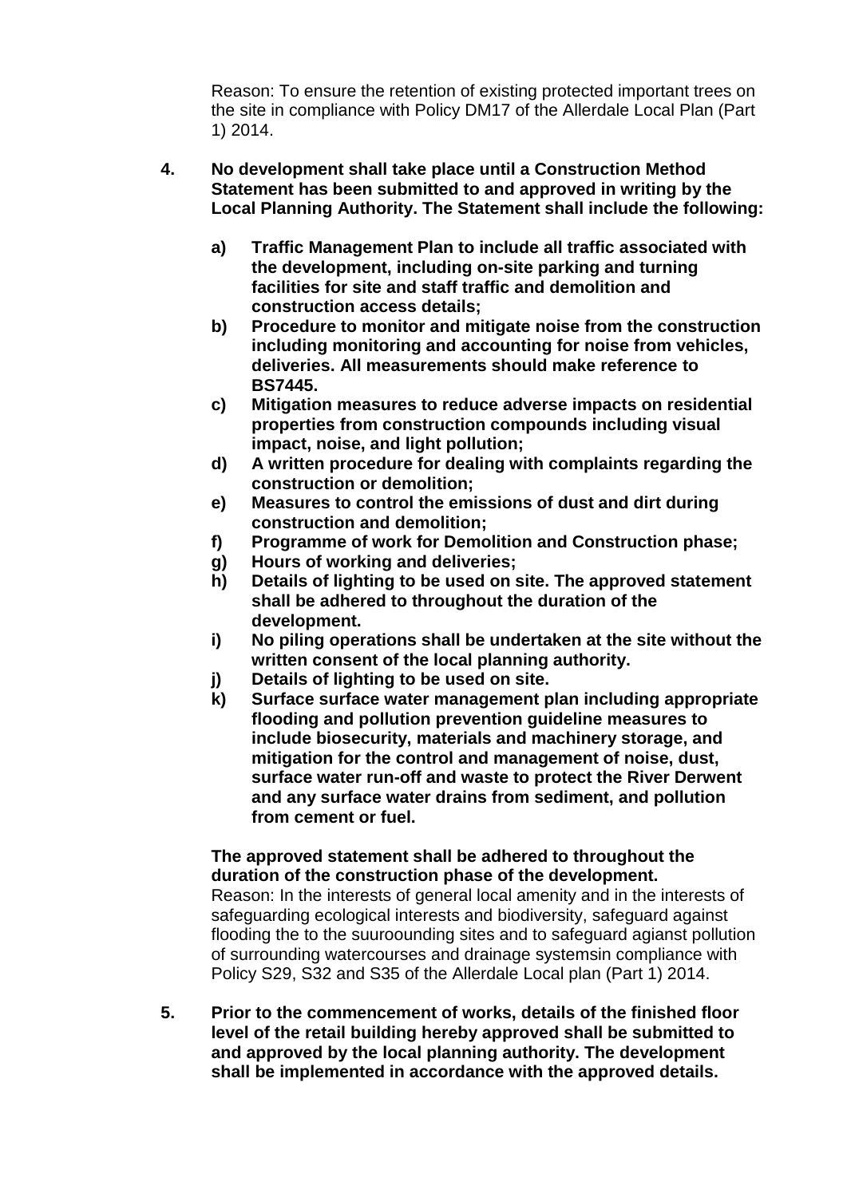Reason: To ensure the retention of existing protected important trees on the site in compliance with Policy DM17 of the Allerdale Local Plan (Part 1) 2014.

**4. No development shall take place until a Construction Method Statement has been submitted to and approved in writing by the Local Planning Authority. The Statement shall include the following:**

**a) Traffic Management Plan to include all traffic associated with the development, including on-site parking and turning facilities for site and staff traffic and demolition and construction access details;**
**b) Procedure to monitor and mitigate noise from the construction including monitoring and accounting for noise from vehicles, deliveries. All measurements should make reference to BS7445.**
**c) Mitigation measures to reduce adverse impacts on residential properties from construction compounds including visual impact, noise, and light pollution;**
**d) A written procedure for dealing with complaints regarding the construction or demolition;**
**e) Measures to control the emissions of dust and dirt during construction and demolition;**
**f) Programme of work for Demolition and Construction phase;**
**g) Hours of working and deliveries;**
**h) Details of lighting to be used on site. The approved statement shall be adhered to throughout the duration of the development.**
**i) No piling operations shall be undertaken at the site without the written consent of the local planning authority.**
**j) Details of lighting to be used on site.**
**k) Surface surface water management plan including appropriate flooding and pollution prevention guideline measures to include biosecurity, materials and machinery storage, and mitigation for the control and management of noise, dust, surface water run-off and waste to protect the River Derwent and any surface water drains from sediment, and pollution from cement or fuel.**

**The approved statement shall be adhered to throughout the duration of the construction phase of the development.**
Reason: In the interests of general local amenity and in the interests of safeguarding ecological interests and biodiversity, safeguard against flooding the to the suuroounding sites and to safeguard agianst pollution of surrounding watercourses and drainage systemsin compliance with Policy S29, S32 and S35 of the Allerdale Local plan (Part 1) 2014.

**5. Prior to the commencement of works, details of the finished floor level of the retail building hereby approved shall be submitted to and approved by the local planning authority. The development shall be implemented in accordance with the approved details.**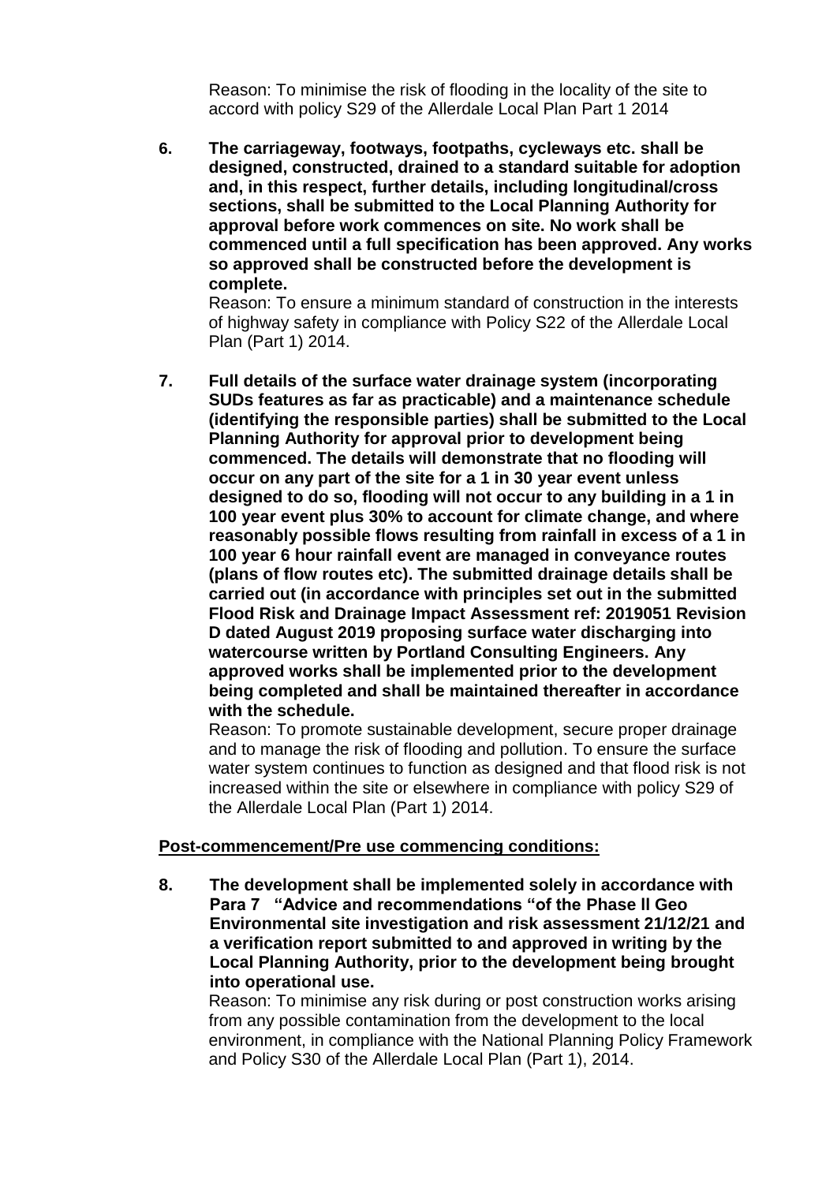Reason: To minimise the risk of flooding in the locality of the site to accord with policy S29 of the Allerdale Local Plan Part 1 2014

6. **The carriageway, footways, footpaths, cycleways etc. shall be designed, constructed, drained to a standard suitable for adoption and, in this respect, further details, including longitudinal/cross sections, shall be submitted to the Local Planning Authority for approval before work commences on site. No work shall be commenced until a full specification has been approved. Any works so approved shall be constructed before the development is complete.**

   Reason: To ensure a minimum standard of construction in the interests of highway safety in compliance with Policy S22 of the Allerdale Local Plan (Part 1) 2014.

7. **Full details of the surface water drainage system (incorporating SUDs features as far as practicable) and a maintenance schedule (identifying the responsible parties) shall be submitted to the Local Planning Authority for approval prior to development being commenced. The details will demonstrate that no flooding will occur on any part of the site for a 1 in 30 year event unless designed to do so, flooding will not occur to any building in a 1 in 100 year event plus 30% to account for climate change, and where reasonably possible flows resulting from rainfall in excess of a 1 in 100 year 6 hour rainfall event are managed in conveyance routes (plans of flow routes etc). The submitted drainage details shall be carried out (in accordance with principles set out in the submitted Flood Risk and Drainage Impact Assessment ref: 2019051 Revision D dated August 2019 proposing surface water discharging into watercourse written by Portland Consulting Engineers. Any approved works shall be implemented prior to the development being completed and shall be maintained thereafter in accordance with the schedule.**

   Reason: To promote sustainable development, secure proper drainage and to manage the risk of flooding and pollution. To ensure the surface water system continues to function as designed and that flood risk is not increased within the site or elsewhere in compliance with policy S29 of the Allerdale Local Plan (Part 1) 2014.

**Post-commencement/Pre use commencing conditions:**

8. **The development shall be implemented solely in accordance with Para 7 "Advice and recommendations "of the Phase ll Geo Environmental site investigation and risk assessment 21/12/21 and a verification report submitted to and approved in writing by the Local Planning Authority, prior to the development being brought into operational use.**

   Reason: To minimise any risk during or post construction works arising from any possible contamination from the development to the local environment, in compliance with the National Planning Policy Framework and Policy S30 of the Allerdale Local Plan (Part 1), 2014.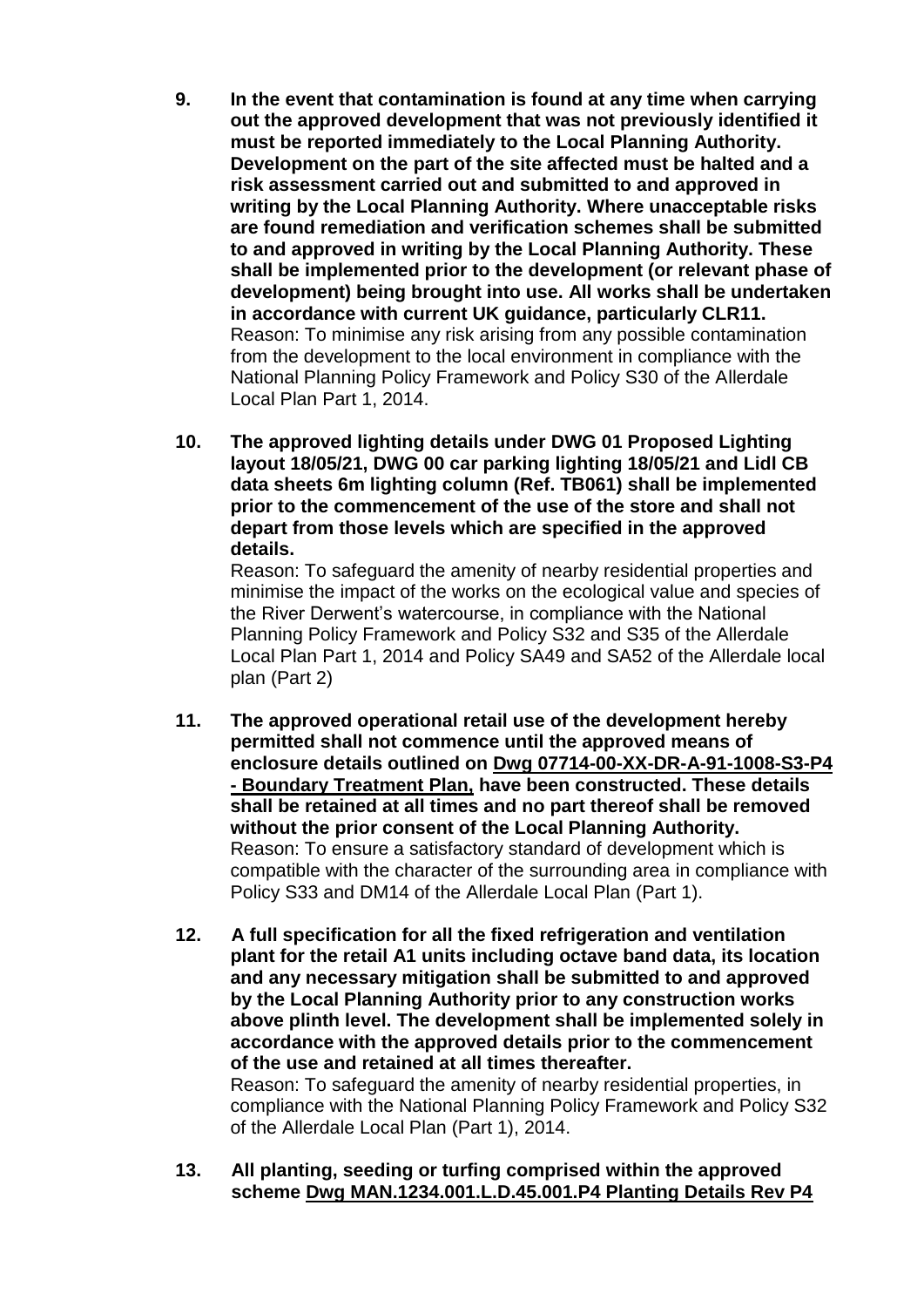9. **In the event that contamination is found at any time when carrying out the approved development that was not previously identified it must be reported immediately to the Local Planning Authority. Development on the part of the site affected must be halted and a risk assessment carried out and submitted to and approved in writing by the Local Planning Authority. Where unacceptable risks are found remediation and verification schemes shall be submitted to and approved in writing by the Local Planning Authority. These shall be implemented prior to the development (or relevant phase of development) being brought into use. All works shall be undertaken in accordance with current UK guidance, particularly CLR11.**
   Reason: To minimise any risk arising from any possible contamination from the development to the local environment in compliance with the National Planning Policy Framework and Policy S30 of the Allerdale Local Plan Part 1, 2014.

10. **The approved lighting details under DWG 01 Proposed Lighting layout 18/05/21, DWG 00 car parking lighting 18/05/21 and Lidl CB data sheets 6m lighting column (Ref. TB061) shall be implemented prior to the commencement of the use of the store and shall not depart from those levels which are specified in the approved details.**
    Reason: To safeguard the amenity of nearby residential properties and minimise the impact of the works on the ecological value and species of the River Derwent's watercourse, in compliance with the National Planning Policy Framework and Policy S32 and S35 of the Allerdale Local Plan Part 1, 2014 and Policy SA49 and SA52 of the Allerdale local plan (Part 2)

11. **The approved operational retail use of the development hereby permitted shall not commence until the approved means of enclosure details outlined on <u>Dwg 07714-00-XX-DR-A-91-1008-S3-P4 - Boundary Treatment Plan,</u> have been constructed. These details shall be retained at all times and no part thereof shall be removed without the prior consent of the Local Planning Authority.**
    Reason: To ensure a satisfactory standard of development which is compatible with the character of the surrounding area in compliance with Policy S33 and DM14 of the Allerdale Local Plan (Part 1).

12. **A full specification for all the fixed refrigeration and ventilation plant for the retail A1 units including octave band data, its location and any necessary mitigation shall be submitted to and approved by the Local Planning Authority prior to any construction works above plinth level. The development shall be implemented solely in accordance with the approved details prior to the commencement of the use and retained at all times thereafter.**
    Reason: To safeguard the amenity of nearby residential properties, in compliance with the National Planning Policy Framework and Policy S32 of the Allerdale Local Plan (Part 1), 2014.

13. **All planting, seeding or turfing comprised within the approved scheme <u>Dwg MAN.1234.001.L.D.45.001.P4 Planting Details Rev P4</u>**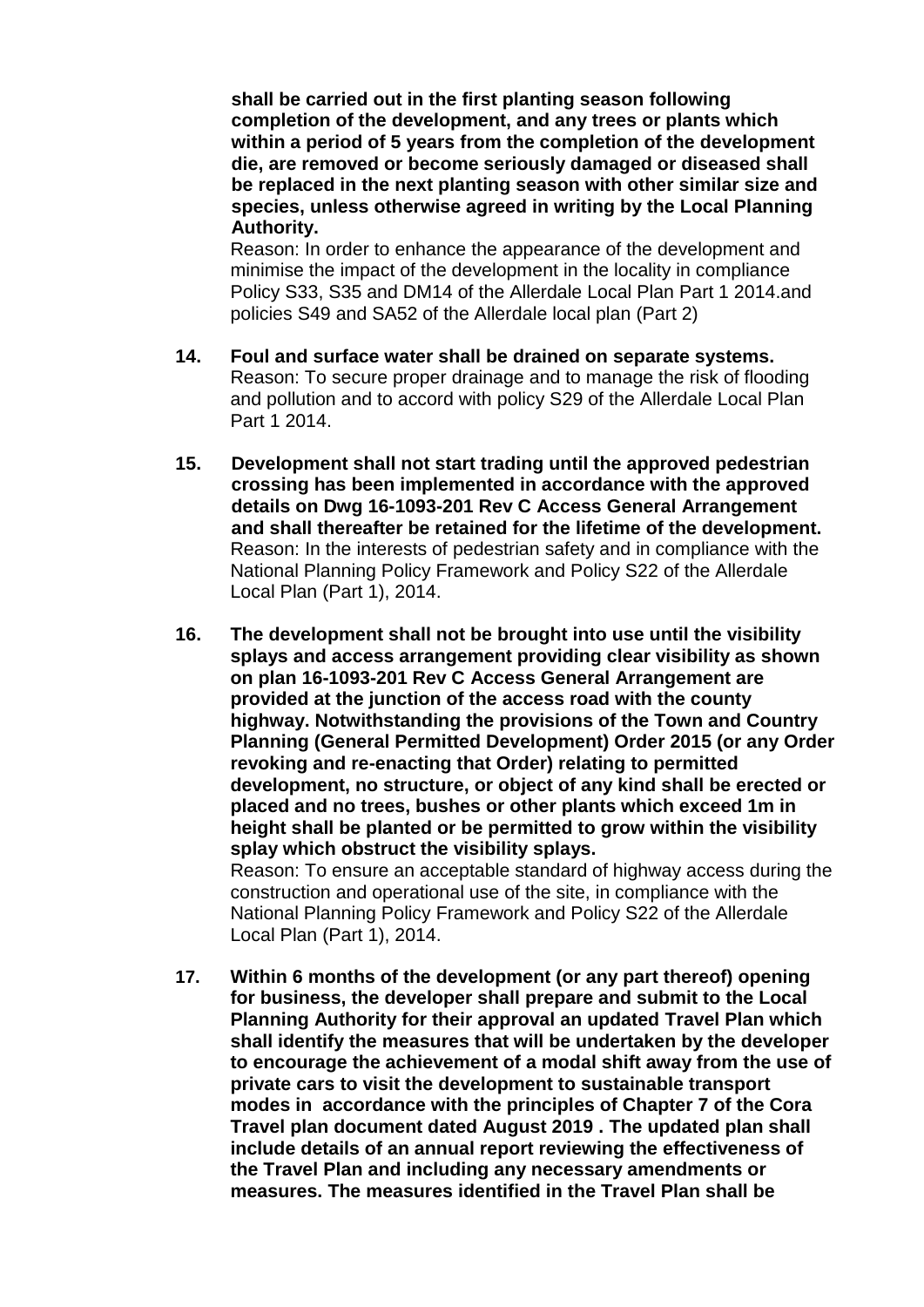**shall be carried out in the first planting season following completion of the development, and any trees or plants which within a period of 5 years from the completion of the development die, are removed or become seriously damaged or diseased shall be replaced in the next planting season with other similar size and species, unless otherwise agreed in writing by the Local Planning Authority.**

Reason: In order to enhance the appearance of the development and minimise the impact of the development in the locality in compliance Policy S33, S35 and DM14 of the Allerdale Local Plan Part 1 2014.and policies S49 and SA52 of the Allerdale local plan (Part 2)

14. **Foul and surface water shall be drained on separate systems.**
    Reason: To secure proper drainage and to manage the risk of flooding and pollution and to accord with policy S29 of the Allerdale Local Plan Part 1 2014.

15. **Development shall not start trading until the approved pedestrian crossing has been implemented in accordance with the approved details on Dwg 16-1093-201 Rev C Access General Arrangement and shall thereafter be retained for the lifetime of the development.**
    Reason: In the interests of pedestrian safety and in compliance with the National Planning Policy Framework and Policy S22 of the Allerdale Local Plan (Part 1), 2014.

16. **The development shall not be brought into use until the visibility splays and access arrangement providing clear visibility as shown on plan 16-1093-201 Rev C Access General Arrangement are provided at the junction of the access road with the county highway. Notwithstanding the provisions of the Town and Country Planning (General Permitted Development) Order 2015 (or any Order revoking and re-enacting that Order) relating to permitted development, no structure, or object of any kind shall be erected or placed and no trees, bushes or other plants which exceed 1m in height shall be planted or be permitted to grow within the visibility splay which obstruct the visibility splays.**
    Reason: To ensure an acceptable standard of highway access during the construction and operational use of the site, in compliance with the National Planning Policy Framework and Policy S22 of the Allerdale Local Plan (Part 1), 2014.

17. **Within 6 months of the development (or any part thereof) opening for business, the developer shall prepare and submit to the Local Planning Authority for their approval an updated Travel Plan which shall identify the measures that will be undertaken by the developer to encourage the achievement of a modal shift away from the use of private cars to visit the development to sustainable transport modes in accordance with the principles of Chapter 7 of the Cora Travel plan document dated August 2019 . The updated plan shall include details of an annual report reviewing the effectiveness of the Travel Plan and including any necessary amendments or measures. The measures identified in the Travel Plan shall be**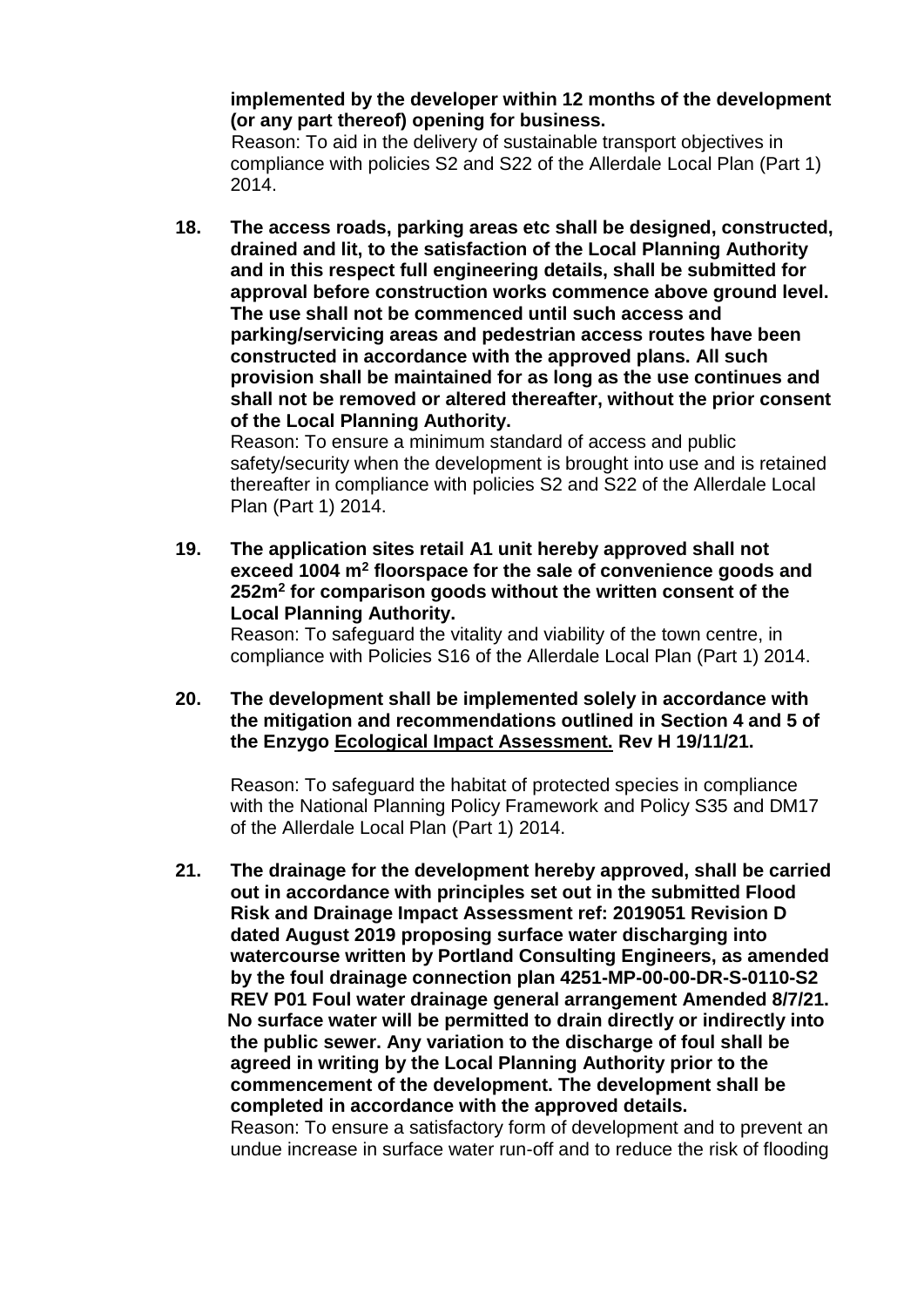**implemented by the developer within 12 months of the development (or any part thereof) opening for business.**
Reason: To aid in the delivery of sustainable transport objectives in compliance with policies S2 and S22 of the Allerdale Local Plan (Part 1) 2014.

**18. The access roads, parking areas etc shall be designed, constructed, drained and lit, to the satisfaction of the Local Planning Authority and in this respect full engineering details, shall be submitted for approval before construction works commence above ground level. The use shall not be commenced until such access and parking/servicing areas and pedestrian access routes have been constructed in accordance with the approved plans. All such provision shall be maintained for as long as the use continues and shall not be removed or altered thereafter, without the prior consent of the Local Planning Authority.**
Reason: To ensure a minimum standard of access and public safety/security when the development is brought into use and is retained thereafter in compliance with policies S2 and S22 of the Allerdale Local Plan (Part 1) 2014.

**19. The application sites retail A1 unit hereby approved shall not exceed 1004 m$^2$ floorspace for the sale of convenience goods and 252m$^2$ for comparison goods without the written consent of the Local Planning Authority.**
Reason: To safeguard the vitality and viability of the town centre, in compliance with Policies S16 of the Allerdale Local Plan (Part 1) 2014.

**20. The development shall be implemented solely in accordance with the mitigation and recommendations outlined in Section 4 and 5 of the Enzygo <u>Ecological Impact Assessment.</u> Rev H 19/11/21.**

Reason: To safeguard the habitat of protected species in compliance with the National Planning Policy Framework and Policy S35 and DM17 of the Allerdale Local Plan (Part 1) 2014.

**21. The drainage for the development hereby approved, shall be carried out in accordance with principles set out in the submitted Flood Risk and Drainage Impact Assessment ref: 2019051 Revision D dated August 2019 proposing surface water discharging into watercourse written by Portland Consulting Engineers, as amended by the foul drainage connection plan 4251-MP-00-00-DR-S-0110-S2 REV P01 Foul water drainage general arrangement Amended 8/7/21. No surface water will be permitted to drain directly or indirectly into the public sewer. Any variation to the discharge of foul shall be agreed in writing by the Local Planning Authority prior to the commencement of the development. The development shall be completed in accordance with the approved details.**
Reason: To ensure a satisfactory form of development and to prevent an undue increase in surface water run-off and to reduce the risk of flooding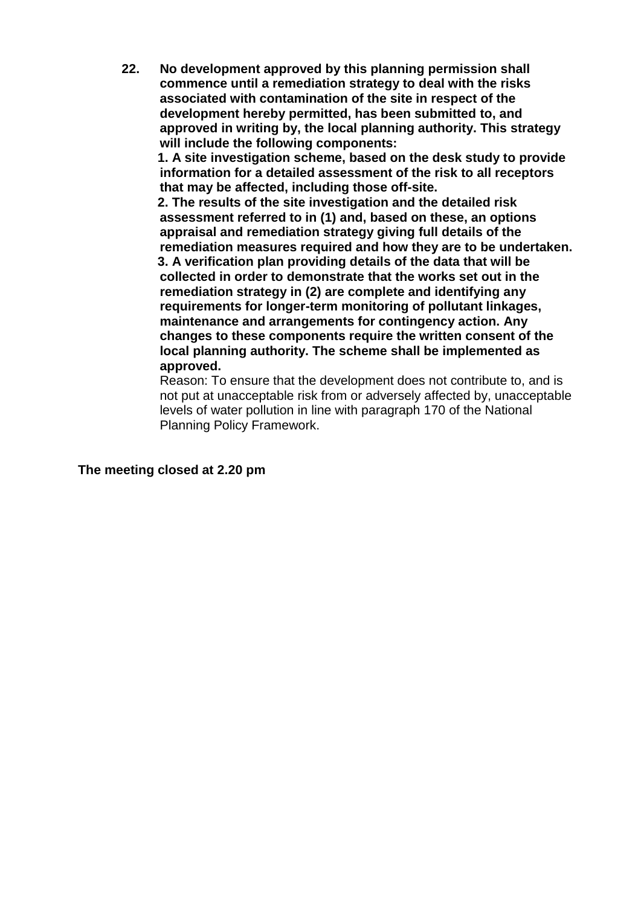22. **No development approved by this planning permission shall commence until a remediation strategy to deal with the risks associated with contamination of the site in respect of the development hereby permitted, has been submitted to, and approved in writing by, the local planning authority. This strategy will include the following components:**

    **1. A site investigation scheme, based on the desk study to provide information for a detailed assessment of the risk to all receptors that may be affected, including those off-site.**

    **2. The results of the site investigation and the detailed risk assessment referred to in (1) and, based on these, an options appraisal and remediation strategy giving full details of the remediation measures required and how they are to be undertaken.**

    **3. A verification plan providing details of the data that will be collected in order to demonstrate that the works set out in the remediation strategy in (2) are complete and identifying any requirements for longer-term monitoring of pollutant linkages, maintenance and arrangements for contingency action. Any changes to these components require the written consent of the local planning authority. The scheme shall be implemented as approved.**

    Reason: To ensure that the development does not contribute to, and is not put at unacceptable risk from or adversely affected by, unacceptable levels of water pollution in line with paragraph 170 of the National Planning Policy Framework.

**The meeting closed at 2.20 pm**